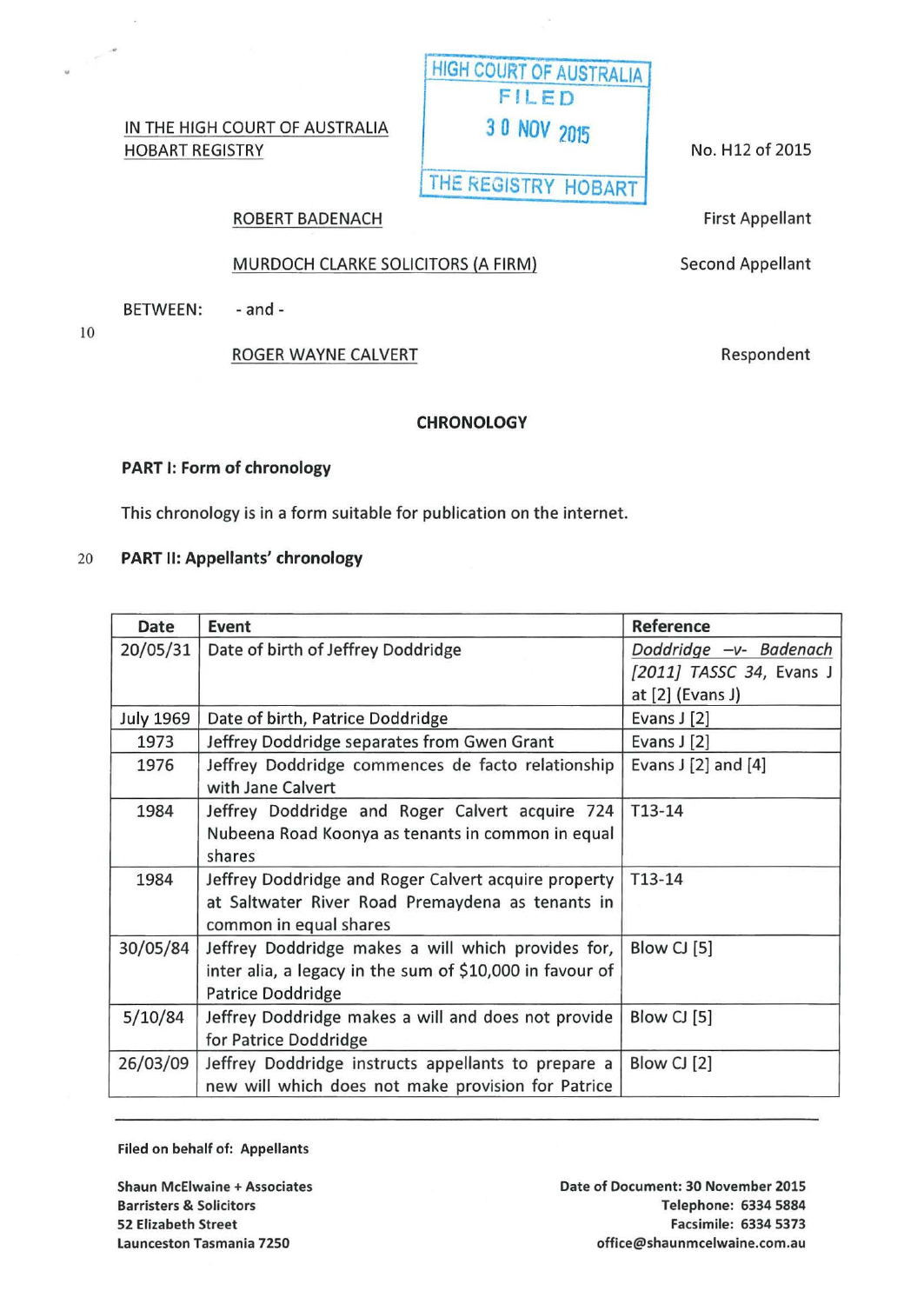IN THE HIGH COURT OF AUSTRALIA
HOBART REGISTRY

HIGH COURT OF AUSTRALIA
FILED
30 NOV 2015
THE REGISTRY HOBART

No. H12 of 2015

BETWEEN:

ROBERT BADENACH — First Appellant

MURDOCH CLARKE SOLICITORS (A FIRM) — Second Appellant

- and -

ROGER WAYNE CALVERT — Respondent

## CHRONOLOGY

### PART I: Form of chronology

This chronology is in a form suitable for publication on the internet.

### PART II: Appellants' chronology

| Date | Event | Reference |
|---|---|---|
| 20/05/31 | Date of birth of Jeffrey Doddridge | *Doddridge –v- Badenach [2011] TASSC 34*, Evans J at [2] (Evans J) |
| July 1969 | Date of birth, Patrice Doddridge | Evans J [2] |
| 1973 | Jeffrey Doddridge separates from Gwen Grant | Evans J [2] |
| 1976 | Jeffrey Doddridge commences de facto relationship with Jane Calvert | Evans J [2] and [4] |
| 1984 | Jeffrey Doddridge and Roger Calvert acquire 724 Nubeena Road Koonya as tenants in common in equal shares | T13-14 |
| 1984 | Jeffrey Doddridge and Roger Calvert acquire property at Saltwater River Road Premaydena as tenants in common in equal shares | T13-14 |
| 30/05/84 | Jeffrey Doddridge makes a will which provides for, inter alia, a legacy in the sum of $10,000 in favour of Patrice Doddridge | Blow CJ [5] |
| 5/10/84 | Jeffrey Doddridge makes a will and does not provide for Patrice Doddridge | Blow CJ [5] |
| 26/03/09 | Jeffrey Doddridge instructs appellants to prepare a new will which does not make provision for Patrice | Blow CJ [2] |

**Filed on behalf of: Appellants**

**Shaun McElwaine + Associates**
**Barristers & Solicitors**
**52 Elizabeth Street**
**Launceston Tasmania 7250**

**Date of Document: 30 November 2015**
**Telephone: 6334 5884**
**Facsimile: 6334 5373**
**office@shaunmcelwaine.com.au**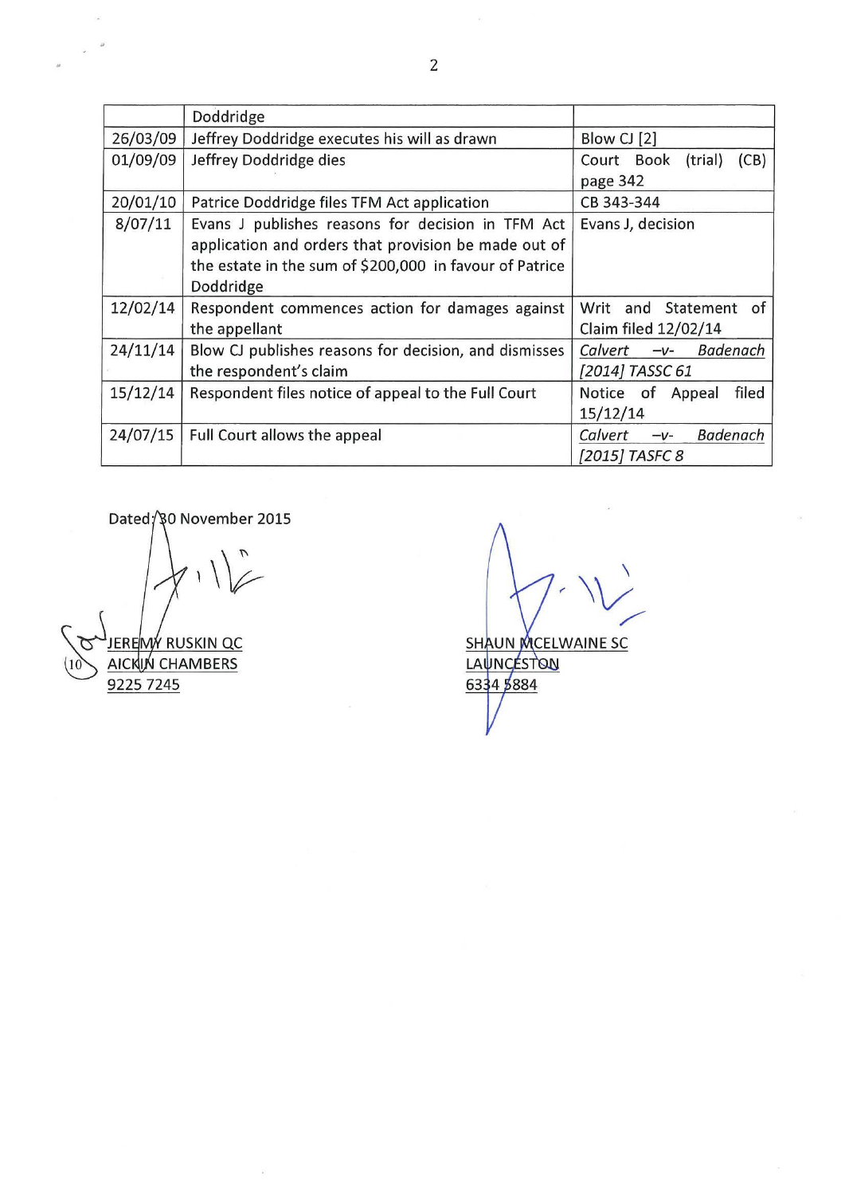| | | |
|---|---|---|
| | Doddridge | |
| 26/03/09 | Jeffrey Doddridge executes his will as drawn | Blow CJ [2] |
| 01/09/09 | Jeffrey Doddridge dies | Court Book (trial) (CB) page 342 |
| 20/01/10 | Patrice Doddridge files TFM Act application | CB 343-344 |
| 8/07/11 | Evans J publishes reasons for decision in TFM Act application and orders that provision be made out of the estate in the sum of $200,000 in favour of Patrice Doddridge | Evans J, decision |
| 12/02/14 | Respondent commences action for damages against the appellant | Writ and Statement of Claim filed 12/02/14 |
| 24/11/14 | Blow CJ publishes reasons for decision, and dismisses the respondent's claim | *Calvert –v- Badenach [2014] TASSC 61* |
| 15/12/14 | Respondent files notice of appeal to the Full Court | Notice of Appeal filed 15/12/14 |
| 24/07/15 | Full Court allows the appeal | *Calvert –v- Badenach [2015] TASFC 8* |

Dated: 30 November 2015

JEREMY RUSKIN QC
AICKIN CHAMBERS
9225 7245

SHAUN MCELWAINE SC
LAUNCESTON
6334 5884